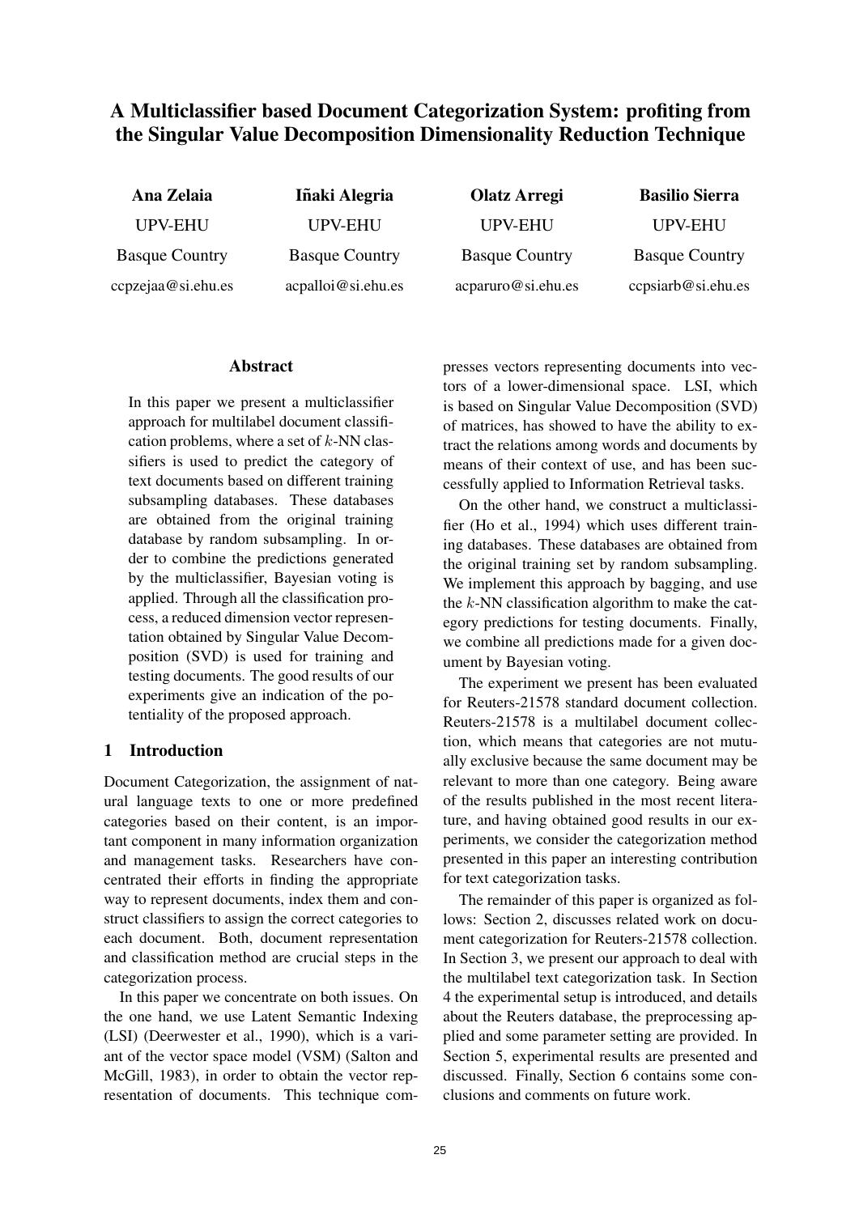# A Multiclassifier based Document Categorization System: profiting from the Singular Value Decomposition Dimensionality Reduction Technique

**Ana Zelaia**
UPV-EHU
Basque Country
ccpzejaa@si.ehu.es

**Iñaki Alegria**
UPV-EHU
Basque Country
acpalloi@si.ehu.es

**Olatz Arregi**
UPV-EHU
Basque Country
acparuro@si.ehu.es

**Basilio Sierra**
UPV-EHU
Basque Country
ccpsiarb@si.ehu.es

## Abstract

In this paper we present a multiclassifier approach for multilabel document classification problems, where a set of $k$-NN classifiers is used to predict the category of text documents based on different training subsampling databases. These databases are obtained from the original training database by random subsampling. In order to combine the predictions generated by the multiclassifier, Bayesian voting is applied. Through all the classification process, a reduced dimension vector representation obtained by Singular Value Decomposition (SVD) is used for training and testing documents. The good results of our experiments give an indication of the potentiality of the proposed approach.

## 1 Introduction

Document Categorization, the assignment of natural language texts to one or more predefined categories based on their content, is an important component in many information organization and management tasks. Researchers have concentrated their efforts in finding the appropriate way to represent documents, index them and construct classifiers to assign the correct categories to each document. Both, document representation and classification method are crucial steps in the categorization process.

In this paper we concentrate on both issues. On the one hand, we use Latent Semantic Indexing (LSI) (Deerwester et al., 1990), which is a variant of the vector space model (VSM) (Salton and McGill, 1983), in order to obtain the vector representation of documents. This technique compresses vectors representing documents into vectors of a lower-dimensional space. LSI, which is based on Singular Value Decomposition (SVD) of matrices, has showed to have the ability to extract the relations among words and documents by means of their context of use, and has been successfully applied to Information Retrieval tasks.

On the other hand, we construct a multiclassifier (Ho et al., 1994) which uses different training databases. These databases are obtained from the original training set by random subsampling. We implement this approach by bagging, and use the $k$-NN classification algorithm to make the category predictions for testing documents. Finally, we combine all predictions made for a given document by Bayesian voting.

The experiment we present has been evaluated for Reuters-21578 standard document collection. Reuters-21578 is a multilabel document collection, which means that categories are not mutually exclusive because the same document may be relevant to more than one category. Being aware of the results published in the most recent literature, and having obtained good results in our experiments, we consider the categorization method presented in this paper an interesting contribution for text categorization tasks.

The remainder of this paper is organized as follows: Section 2, discusses related work on document categorization for Reuters-21578 collection. In Section 3, we present our approach to deal with the multilabel text categorization task. In Section 4 the experimental setup is introduced, and details about the Reuters database, the preprocessing applied and some parameter setting are provided. In Section 5, experimental results are presented and discussed. Finally, Section 6 contains some conclusions and comments on future work.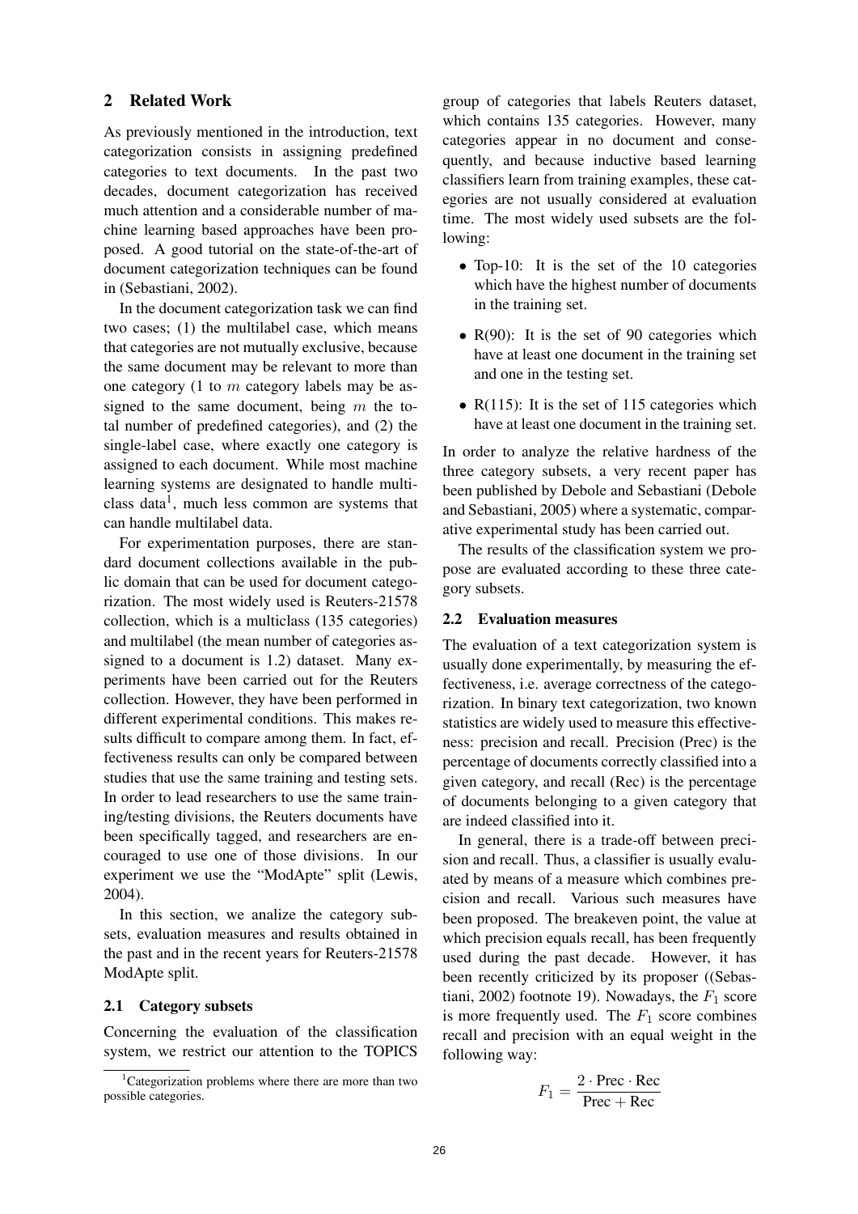## 2 Related Work

As previously mentioned in the introduction, text categorization consists in assigning predefined categories to text documents. In the past two decades, document categorization has received much attention and a considerable number of machine learning based approaches have been proposed. A good tutorial on the state-of-the-art of document categorization techniques can be found in (Sebastiani, 2002).

In the document categorization task we can find two cases; (1) the multilabel case, which means that categories are not mutually exclusive, because the same document may be relevant to more than one category (1 to $m$ category labels may be assigned to the same document, being $m$ the total number of predefined categories), and (2) the single-label case, where exactly one category is assigned to each document. While most machine learning systems are designated to handle multiclass data[1], much less common are systems that can handle multilabel data.

For experimentation purposes, there are standard document collections available in the public domain that can be used for document categorization. The most widely used is Reuters-21578 collection, which is a multiclass (135 categories) and multilabel (the mean number of categories assigned to a document is 1.2) dataset. Many experiments have been carried out for the Reuters collection. However, they have been performed in different experimental conditions. This makes results difficult to compare among them. In fact, effectiveness results can only be compared between studies that use the same training and testing sets. In order to lead researchers to use the same training/testing divisions, the Reuters documents have been specifically tagged, and researchers are encouraged to use one of those divisions. In our experiment we use the "ModApte" split (Lewis, 2004).

In this section, we analize the category subsets, evaluation measures and results obtained in the past and in the recent years for Reuters-21578 ModApte split.

### 2.1 Category subsets

Concerning the evaluation of the classification system, we restrict our attention to the TOPICS group of categories that labels Reuters dataset, which contains 135 categories. However, many categories appear in no document and consequently, and because inductive based learning classifiers learn from training examples, these categories are not usually considered at evaluation time. The most widely used subsets are the following:

- Top-10: It is the set of the 10 categories which have the highest number of documents in the training set.
- R(90): It is the set of 90 categories which have at least one document in the training set and one in the testing set.
- R(115): It is the set of 115 categories which have at least one document in the training set.

In order to analyze the relative hardness of the three category subsets, a very recent paper has been published by Debole and Sebastiani (Debole and Sebastiani, 2005) where a systematic, comparative experimental study has been carried out.

The results of the classification system we propose are evaluated according to these three category subsets.

### 2.2 Evaluation measures

The evaluation of a text categorization system is usually done experimentally, by measuring the effectiveness, i.e. average correctness of the categorization. In binary text categorization, two known statistics are widely used to measure this effectiveness: precision and recall. Precision (Prec) is the percentage of documents correctly classified into a given category, and recall (Rec) is the percentage of documents belonging to a given category that are indeed classified into it.

In general, there is a trade-off between precision and recall. Thus, a classifier is usually evaluated by means of a measure which combines precision and recall. Various such measures have been proposed. The breakeven point, the value at which precision equals recall, has been frequently used during the past decade. However, it has been recently criticized by its proposer ((Sebastiani, 2002) footnote 19). Nowadays, the $F_1$ score is more frequently used. The $F_1$ score combines recall and precision with an equal weight in the following way:

$$F_1 = \frac{2 \cdot \text{Prec} \cdot \text{Rec}}{\text{Prec} + \text{Rec}}$$

[1] Categorization problems where there are more than two possible categories.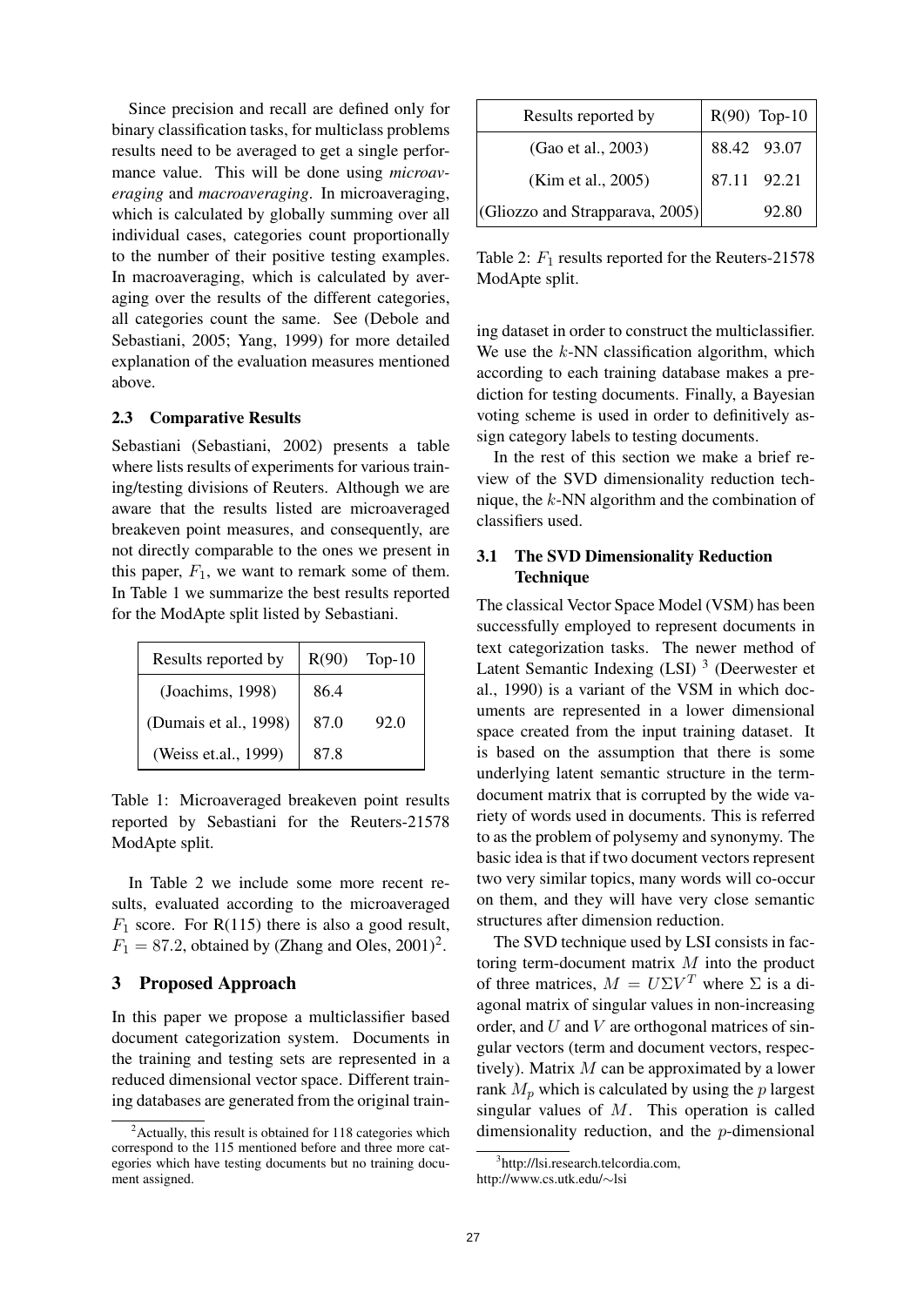Since precision and recall are defined only for binary classification tasks, for multiclass problems results need to be averaged to get a single performance value. This will be done using *microaveraging* and *macroaveraging*. In microaveraging, which is calculated by globally summing over all individual cases, categories count proportionally to the number of their positive testing examples. In macroaveraging, which is calculated by averaging over the results of the different categories, all categories count the same. See (Debole and Sebastiani, 2005; Yang, 1999) for more detailed explanation of the evaluation measures mentioned above.

### 2.3 Comparative Results

Sebastiani (Sebastiani, 2002) presents a table where lists results of experiments for various training/testing divisions of Reuters. Although we are aware that the results listed are microaveraged breakeven point measures, and consequently, are not directly comparable to the ones we present in this paper, $F_1$, we want to remark some of them. In Table 1 we summarize the best results reported for the ModApte split listed by Sebastiani.

| Results reported by | R(90) | Top-10 |
|---|---|---|
| (Joachims, 1998) | 86.4 | |
| (Dumais et al., 1998) | 87.0 | 92.0 |
| (Weiss et.al., 1999) | 87.8 | |

Table 1: Microaveraged breakeven point results reported by Sebastiani for the Reuters-21578 ModApte split.

In Table 2 we include some more recent results, evaluated according to the microaveraged $F_1$ score. For R(115) there is also a good result, $F_1 = 87.2$, obtained by (Zhang and Oles, 2001)[2].

| Results reported by | R(90) | Top-10 |
|---|---|---|
| (Gao et al., 2003) | 88.42 | 93.07 |
| (Kim et al., 2005) | 87.11 | 92.21 |
| (Gliozzo and Strapparava, 2005) | | 92.80 |

Table 2: $F_1$ results reported for the Reuters-21578 ModApte split.

## 3 Proposed Approach

In this paper we propose a multiclassifier based document categorization system. Documents in the training and testing sets are represented in a reduced dimensional vector space. Different training databases are generated from the original training dataset in order to construct the multiclassifier. We use the $k$-NN classification algorithm, which according to each training database makes a prediction for testing documents. Finally, a Bayesian voting scheme is used in order to definitively assign category labels to testing documents.

In the rest of this section we make a brief review of the SVD dimensionality reduction technique, the $k$-NN algorithm and the combination of classifiers used.

### 3.1 The SVD Dimensionality Reduction Technique

The classical Vector Space Model (VSM) has been successfully employed to represent documents in text categorization tasks. The newer method of Latent Semantic Indexing (LSI) [3] (Deerwester et al., 1990) is a variant of the VSM in which documents are represented in a lower dimensional space created from the input training dataset. It is based on the assumption that there is some underlying latent semantic structure in the term-document matrix that is corrupted by the wide variety of words used in documents. This is referred to as the problem of polysemy and synonymy. The basic idea is that if two document vectors represent two very similar topics, many words will co-occur on them, and they will have very close semantic structures after dimension reduction.

The SVD technique used by LSI consists in factoring term-document matrix $M$ into the product of three matrices, $M = U\Sigma V^T$ where $\Sigma$ is a diagonal matrix of singular values in non-increasing order, and $U$ and $V$ are orthogonal matrices of singular vectors (term and document vectors, respectively). Matrix $M$ can be approximated by a lower rank $M_p$ which is calculated by using the $p$ largest singular values of $M$. This operation is called dimensionality reduction, and the $p$-dimensional

[2] Actually, this result is obtained for 118 categories which correspond to the 115 mentioned before and three more categories which have testing documents but no training document assigned.

[3] http://lsi.research.telcordia.com, http://www.cs.utk.edu/∼lsi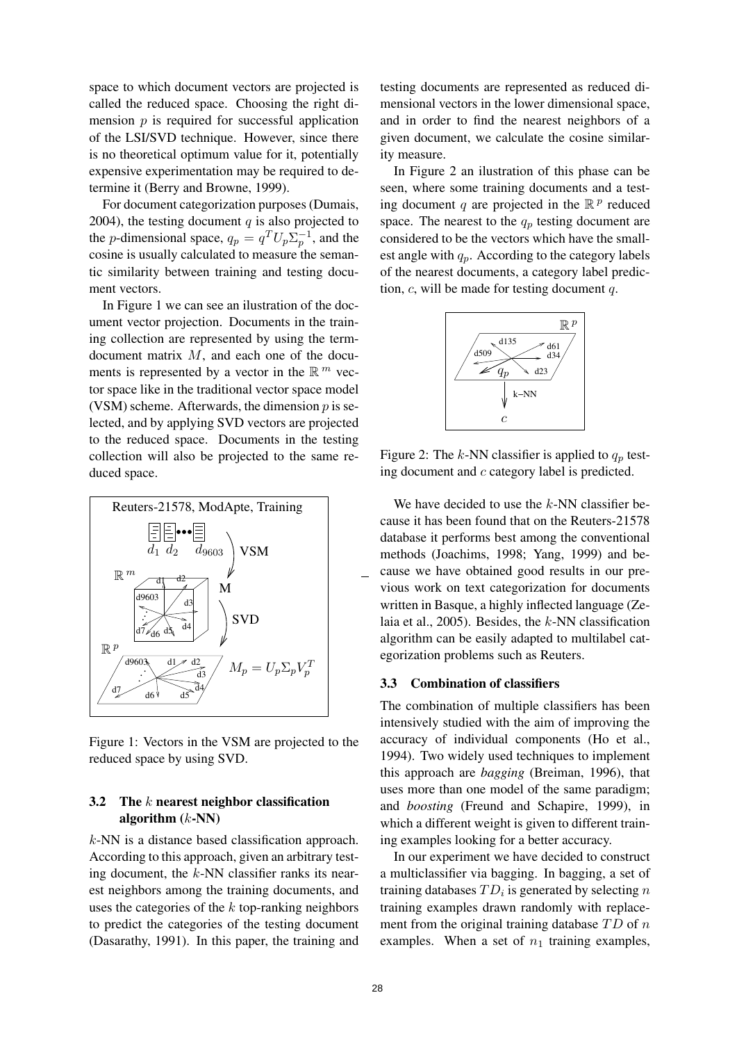space to which document vectors are projected is called the reduced space. Choosing the right dimension $p$ is required for successful application of the LSI/SVD technique. However, since there is no theoretical optimum value for it, potentially expensive experimentation may be required to determine it (Berry and Browne, 1999).

For document categorization purposes (Dumais, 2004), the testing document $q$ is also projected to the $p$-dimensional space, $q_p = q^T U_p \Sigma_p^{-1}$, and the cosine is usually calculated to measure the semantic similarity between training and testing document vectors.

In Figure 1 we can see an ilustration of the document vector projection. Documents in the training collection are represented by using the term-document matrix $M$, and each one of the documents is represented by a vector in the $\mathbb{R}^m$ vector space like in the traditional vector space model (VSM) scheme. Afterwards, the dimension $p$ is selected, and by applying SVD vectors are projected to the reduced space. Documents in the testing collection will also be projected to the same reduced space.

Figure 1: Vectors in the VSM are projected to the reduced space by using SVD.

### 3.2 The $k$ nearest neighbor classification algorithm ($k$-NN)

$k$-NN is a distance based classification approach. According to this approach, given an arbitrary testing document, the $k$-NN classifier ranks its nearest neighbors among the training documents, and uses the categories of the $k$ top-ranking neighbors to predict the categories of the testing document (Dasarathy, 1991). In this paper, the training and testing documents are represented as reduced dimensional vectors in the lower dimensional space, and in order to find the nearest neighbors of a given document, we calculate the cosine similarity measure.

In Figure 2 an illustration of this phase can be seen, where some training documents and a testing document $q$ are projected in the $\mathbb{R}^p$ reduced space. The nearest to the $q_p$ testing document are considered to be the vectors which have the smallest angle with $q_p$. According to the category labels of the nearest documents, a category label prediction, $c$, will be made for testing document $q$.

Figure 2: The $k$-NN classifier is applied to $q_p$ testing document and $c$ category label is predicted.

We have decided to use the $k$-NN classifier because it has been found that on the Reuters-21578 database it performs best among the conventional methods (Joachims, 1998; Yang, 1999) and because we have obtained good results in our previous work on text categorization for documents written in Basque, a highly inflected language (Zelaia et al., 2005). Besides, the $k$-NN classification algorithm can be easily adapted to multilabel categorization problems such as Reuters.

### 3.3 Combination of classifiers

The combination of multiple classifiers has been intensively studied with the aim of improving the accuracy of individual components (Ho et al., 1994). Two widely used techniques to implement this approach are *bagging* (Breiman, 1996), that uses more than one model of the same paradigm; and *boosting* (Freund and Schapire, 1999), in which a different weight is given to different training examples looking for a better accuracy.

In our experiment we have decided to construct a multiclassifier via bagging. In bagging, a set of training databases $TD_i$ is generated by selecting $n$ training examples drawn randomly with replacement from the original training database $TD$ of $n$ examples. When a set of $n_1$ training examples,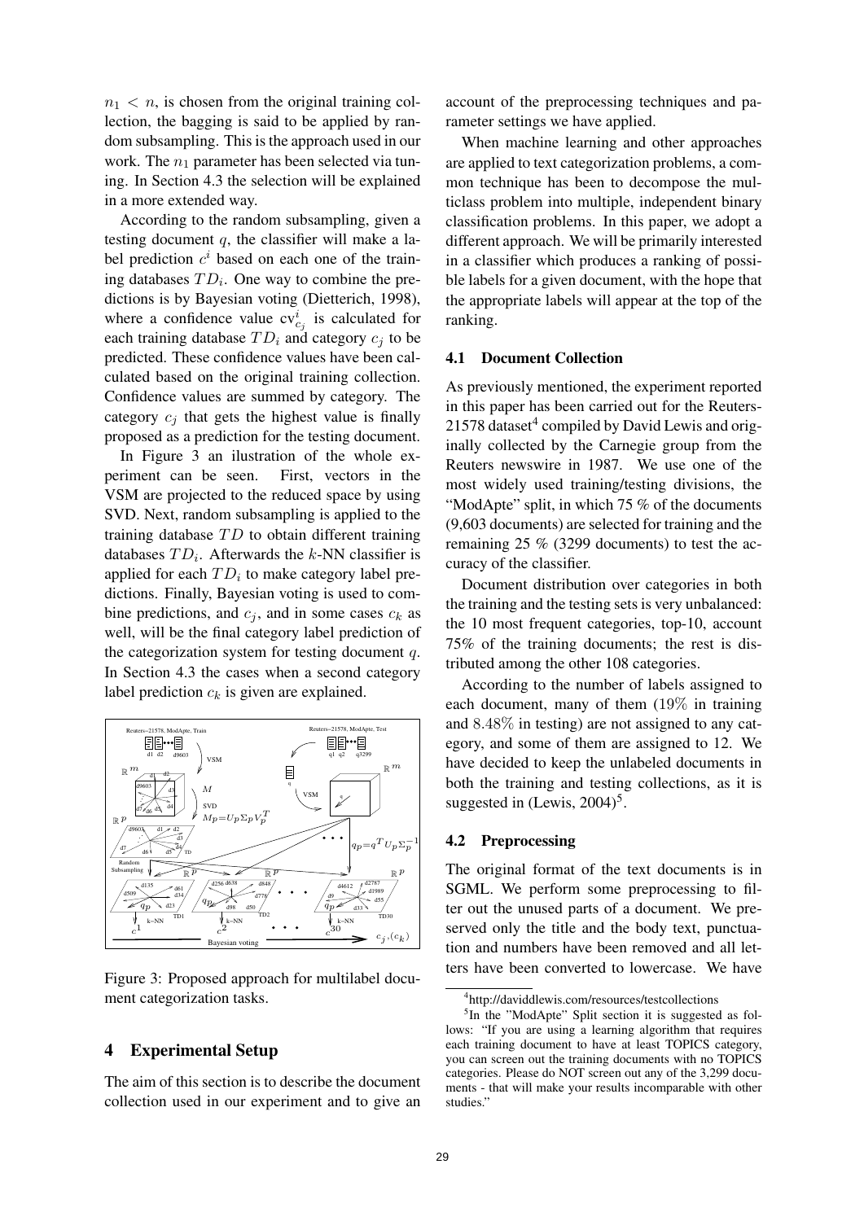$n_1 < n$, is chosen from the original training collection, the bagging is said to be applied by random subsampling. This is the approach used in our work. The $n_1$ parameter has been selected via tuning. In Section 4.3 the selection will be explained in a more extended way.

According to the random subsampling, given a testing document $q$, the classifier will make a label prediction $c^i$ based on each one of the training databases $TD_i$. One way to combine the predictions is by Bayesian voting (Dietterich, 1998), where a confidence value $\text{cv}^i_{c_j}$ is calculated for each training database $TD_i$ and category $c_j$ to be predicted. These confidence values have been calculated based on the original training collection. Confidence values are summed by category. The category $c_j$ that gets the highest value is finally proposed as a prediction for the testing document.

In Figure 3 an ilustration of the whole experiment can be seen. First, vectors in the VSM are projected to the reduced space by using SVD. Next, random subsampling is applied to the training database $TD$ to obtain different training databases $TD_i$. Afterwards the $k$-NN classifier is applied for each $TD_i$ to make category label predictions. Finally, Bayesian voting is used to combine predictions, and $c_j$, and in some cases $c_k$ as well, will be the final category label prediction of the categorization system for testing document $q$. In Section 4.3 the cases when a second category label prediction $c_k$ is given are explained.

Figure 3: Proposed approach for multilabel document categorization tasks.

## 4 Experimental Setup

The aim of this section is to describe the document collection used in our experiment and to give an account of the preprocessing techniques and parameter settings we have applied.

When machine learning and other approaches are applied to text categorization problems, a common technique has been to decompose the multiclass problem into multiple, independent binary classification problems. In this paper, we adopt a different approach. We will be primarily interested in a classifier which produces a ranking of possible labels for a given document, with the hope that the appropriate labels will appear at the top of the ranking.

### 4.1 Document Collection

As previously mentioned, the experiment reported in this paper has been carried out for the Reuters-21578 dataset[4] compiled by David Lewis and originally collected by the Carnegie group from the Reuters newswire in 1987. We use one of the most widely used training/testing divisions, the "ModApte" split, in which 75 % of the documents (9,603 documents) are selected for training and the remaining 25 % (3299 documents) to test the accuracy of the classifier.

Document distribution over categories in both the training and the testing sets is very unbalanced: the 10 most frequent categories, top-10, account 75% of the training documents; the rest is distributed among the other 108 categories.

According to the number of labels assigned to each document, many of them (19% in training and 8.48% in testing) are not assigned to any category, and some of them are assigned to 12. We have decided to keep the unlabeled documents in both the training and testing collections, as it is suggested in (Lewis, 2004)[5].

### 4.2 Preprocessing

The original format of the text documents is in SGML. We perform some preprocessing to filter out the unused parts of a document. We preserved only the title and the body text, punctuation and numbers have been removed and all letters have been converted to lowercase. We have

[4]http://daviddlewis.com/resources/testcollections

[5]In the "ModApte" Split section it is suggested as follows: "If you are using a learning algorithm that requires each training document to have at least TOPICS category, you can screen out the training documents with no TOPICS categories. Please do NOT screen out any of the 3,299 documents - that will make your results incomparable with other studies."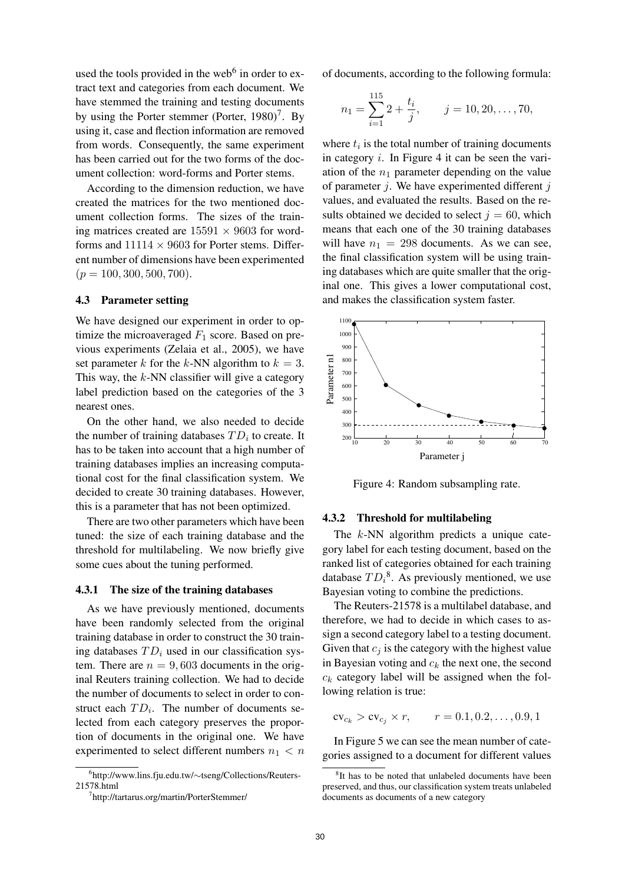used the tools provided in the web[6] in order to extract text and categories from each document. We have stemmed the training and testing documents by using the Porter stemmer (Porter, 1980)[7]. By using it, case and flection information are removed from words. Consequently, the same experiment has been carried out for the two forms of the document collection: word-forms and Porter stems.

According to the dimension reduction, we have created the matrices for the two mentioned document collection forms. The sizes of the training matrices created are $15591 \times 9603$ for word-forms and $11114 \times 9603$ for Porter stems. Different number of dimensions have been experimented $(p = 100, 300, 500, 700)$.

### 4.3 Parameter setting

We have designed our experiment in order to optimize the microaveraged $F_1$ score. Based on previous experiments (Zelaia et al., 2005), we have set parameter $k$ for the $k$-NN algorithm to $k = 3$. This way, the $k$-NN classifier will give a category label prediction based on the categories of the 3 nearest ones.

On the other hand, we also needed to decide the number of training databases $TD_i$ to create. It has to be taken into account that a high number of training databases implies an increasing computational cost for the final classification system. We decided to create 30 training databases. However, this is a parameter that has not been optimized.

There are two other parameters which have been tuned: the size of each training database and the threshold for multilabeling. We now briefly give some cues about the tuning performed.

#### 4.3.1 The size of the training databases

As we have previously mentioned, documents have been randomly selected from the original training database in order to construct the 30 training databases $TD_i$ used in our classification system. There are $n = 9,603$ documents in the original Reuters training collection. We had to decide the number of documents to select in order to construct each $TD_i$. The number of documents selected from each category preserves the proportion of documents in the original one. We have experimented to select different numbers $n_1 < n$ of documents, according to the following formula:

$$n_1 = \sum_{i=1}^{115} 2 + \frac{t_i}{j}, \qquad j = 10, 20, \ldots, 70,$$

where $t_i$ is the total number of training documents in category $i$. In Figure 4 it can be seen the variation of the $n_1$ parameter depending on the value of parameter $j$. We have experimented different $j$ values, and evaluated the results. Based on the results obtained we decided to select $j = 60$, which means that each one of the 30 training databases will have $n_1 = 298$ documents. As we can see, the final classification system will be using training databases which are quite smaller that the original one. This gives a lower computational cost, and makes the classification system faster.

Figure 4: Random subsampling rate.

#### 4.3.2 Threshold for multilabeling

The $k$-NN algorithm predicts a unique category label for each testing document, based on the ranked list of categories obtained for each training database $TD_i$[8]. As previously mentioned, we use Bayesian voting to combine the predictions.

The Reuters-21578 is a multilabel database, and therefore, we had to decide in which cases to assign a second category label to a testing document. Given that $c_j$ is the category with the highest value in Bayesian voting and $c_k$ the next one, the second $c_k$ category label will be assigned when the following relation is true:

$$\text{cv}_{c_k} > \text{cv}_{c_j} \times r, \qquad r = 0.1, 0.2, \ldots, 0.9, 1$$

In Figure 5 we can see the mean number of categories assigned to a document for different values

[6] http://www.lins.fju.edu.tw/∼tseng/Collections/Reuters-21578.html

[7] http://tartarus.org/martin/PorterStemmer/

[8] It has to be noted that unlabeled documents have been preserved, and thus, our classification system treats unlabeled documents as documents of a new category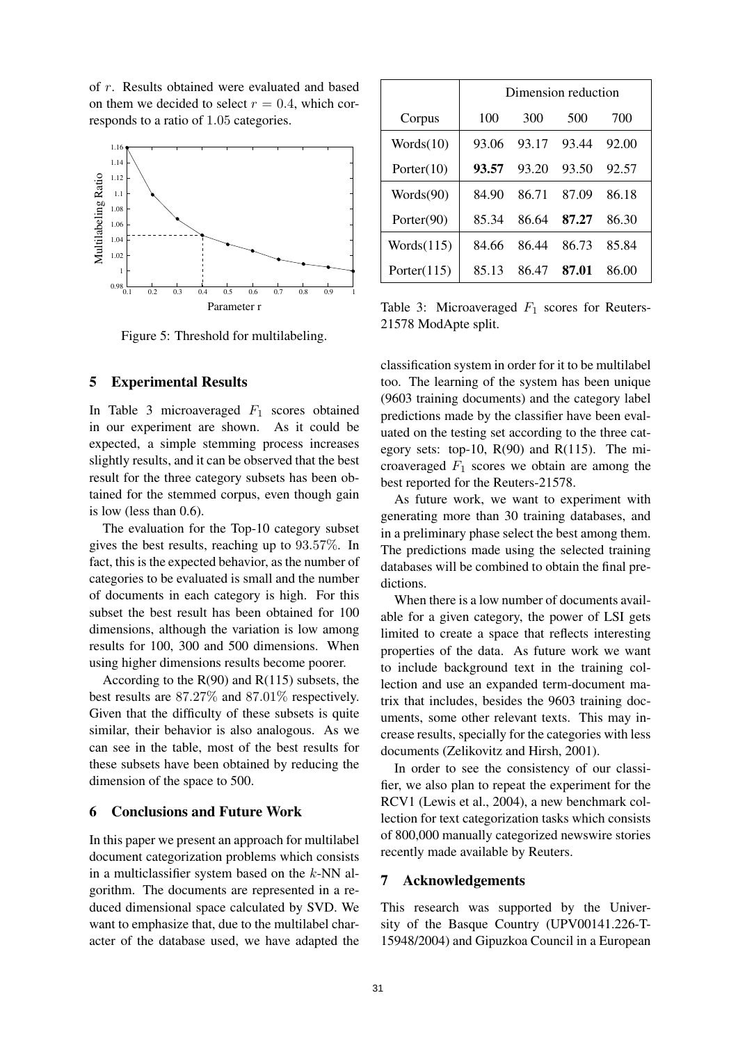of $r$. Results obtained were evaluated and based on them we decided to select $r = 0.4$, which corresponds to a ratio of $1.05$ categories.

Figure 5: Threshold for multilabeling.

## 5 Experimental Results

In Table 3 microaveraged $F_1$ scores obtained in our experiment are shown. As it could be expected, a simple stemming process increases slightly results, and it can be observed that the best result for the three category subsets has been obtained for the stemmed corpus, even though gain is low (less than 0.6).

The evaluation for the Top-10 category subset gives the best results, reaching up to $93.57\%$. In fact, this is the expected behavior, as the number of categories to be evaluated is small and the number of documents in each category is high. For this subset the best result has been obtained for 100 dimensions, although the variation is low among results for 100, 300 and 500 dimensions. When using higher dimensions results become poorer.

According to the R(90) and R(115) subsets, the best results are $87.27\%$ and $87.01\%$ respectively. Given that the difficulty of these subsets is quite similar, their behavior is also analogous. As we can see in the table, most of the best results for these subsets have been obtained by reducing the dimension of the space to 500.

## 6 Conclusions and Future Work

In this paper we present an approach for multilabel document categorization problems which consists in a multiclassifier system based on the $k$-NN algorithm. The documents are represented in a reduced dimensional space calculated by SVD. We want to emphasize that, due to the multilabel character of the database used, we have adapted the classification system in order for it to be multilabel too. The learning of the system has been unique (9603 training documents) and the category label predictions made by the classifier have been evaluated on the testing set according to the three category sets: top-10, R(90) and R(115). The microaveraged $F_1$ scores we obtain are among the best reported for the Reuters-21578.

| | Dimension reduction | | | |
|---|---|---|---|---|
| Corpus | 100 | 300 | 500 | 700 |
| Words(10) | 93.06 | 93.17 | 93.44 | 92.00 |
| Porter(10) | **93.57** | 93.20 | 93.50 | 92.57 |
| Words(90) | 84.90 | 86.71 | 87.09 | 86.18 |
| Porter(90) | 85.34 | 86.64 | **87.27** | 86.30 |
| Words(115) | 84.66 | 86.44 | 86.73 | 85.84 |
| Porter(115) | 85.13 | 86.47 | **87.01** | 86.00 |

Table 3: Microaveraged $F_1$ scores for Reuters-21578 ModApte split.

As future work, we want to experiment with generating more than 30 training databases, and in a preliminary phase select the best among them. The predictions made using the selected training databases will be combined to obtain the final predictions.

When there is a low number of documents available for a given category, the power of LSI gets limited to create a space that reflects interesting properties of the data. As future work we want to include background text in the training collection and use an expanded term-document matrix that includes, besides the 9603 training documents, some other relevant texts. This may increase results, specially for the categories with less documents (Zelikovitz and Hirsh, 2001).

In order to see the consistency of our classifier, we also plan to repeat the experiment for the RCV1 (Lewis et al., 2004), a new benchmark collection for text categorization tasks which consists of 800,000 manually categorized newswire stories recently made available by Reuters.

## 7 Acknowledgements

This research was supported by the University of the Basque Country (UPV00141.226-T-15948/2004) and Gipuzkoa Council in a European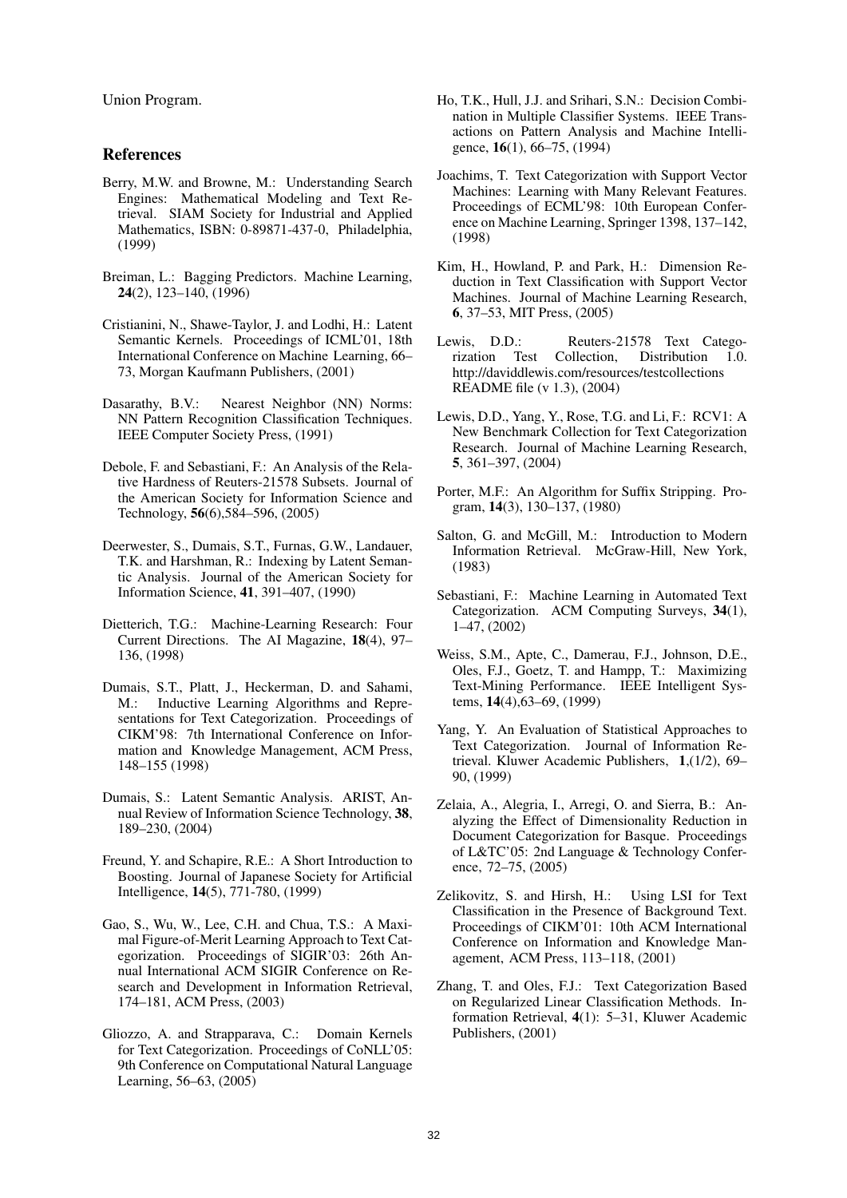Union Program.

## References

Berry, M.W. and Browne, M.: Understanding Search Engines: Mathematical Modeling and Text Retrieval. SIAM Society for Industrial and Applied Mathematics, ISBN: 0-89871-437-0, Philadelphia, (1999)

Breiman, L.: Bagging Predictors. Machine Learning, **24**(2), 123–140, (1996)

Cristianini, N., Shawe-Taylor, J. and Lodhi, H.: Latent Semantic Kernels. Proceedings of ICML'01, 18th International Conference on Machine Learning, 66–73, Morgan Kaufmann Publishers, (2001)

Dasarathy, B.V.: Nearest Neighbor (NN) Norms: NN Pattern Recognition Classification Techniques. IEEE Computer Society Press, (1991)

Debole, F. and Sebastiani, F.: An Analysis of the Relative Hardness of Reuters-21578 Subsets. Journal of the American Society for Information Science and Technology, **56**(6),584–596, (2005)

Deerwester, S., Dumais, S.T., Furnas, G.W., Landauer, T.K. and Harshman, R.: Indexing by Latent Semantic Analysis. Journal of the American Society for Information Science, **41**, 391–407, (1990)

Dietterich, T.G.: Machine-Learning Research: Four Current Directions. The AI Magazine, **18**(4), 97–136, (1998)

Dumais, S.T., Platt, J., Heckerman, D. and Sahami, M.: Inductive Learning Algorithms and Representations for Text Categorization. Proceedings of CIKM'98: 7th International Conference on Information and Knowledge Management, ACM Press, 148–155 (1998)

Dumais, S.: Latent Semantic Analysis. ARIST, Annual Review of Information Science Technology, **38**, 189–230, (2004)

Freund, Y. and Schapire, R.E.: A Short Introduction to Boosting. Journal of Japanese Society for Artificial Intelligence, **14**(5), 771-780, (1999)

Gao, S., Wu, W., Lee, C.H. and Chua, T.S.: A Maximal Figure-of-Merit Learning Approach to Text Categorization. Proceedings of SIGIR'03: 26th Annual International ACM SIGIR Conference on Research and Development in Information Retrieval, 174–181, ACM Press, (2003)

Gliozzo, A. and Strapparava, C.: Domain Kernels for Text Categorization. Proceedings of CoNLL'05: 9th Conference on Computational Natural Language Learning, 56–63, (2005)

Ho, T.K., Hull, J.J. and Srihari, S.N.: Decision Combination in Multiple Classifier Systems. IEEE Transactions on Pattern Analysis and Machine Intelligence, **16**(1), 66–75, (1994)

Joachims, T. Text Categorization with Support Vector Machines: Learning with Many Relevant Features. Proceedings of ECML'98: 10th European Conference on Machine Learning, Springer 1398, 137–142, (1998)

Kim, H., Howland, P. and Park, H.: Dimension Reduction in Text Classification with Support Vector Machines. Journal of Machine Learning Research, **6**, 37–53, MIT Press, (2005)

Lewis, D.D.: Reuters-21578 Text Categorization Test Collection, Distribution 1.0. http://daviddlewis.com/resources/testcollections README file (v 1.3), (2004)

Lewis, D.D., Yang, Y., Rose, T.G. and Li, F.: RCV1: A New Benchmark Collection for Text Categorization Research. Journal of Machine Learning Research, **5**, 361–397, (2004)

Porter, M.F.: An Algorithm for Suffix Stripping. Program, **14**(3), 130–137, (1980)

Salton, G. and McGill, M.: Introduction to Modern Information Retrieval. McGraw-Hill, New York, (1983)

Sebastiani, F.: Machine Learning in Automated Text Categorization. ACM Computing Surveys, **34**(1), 1–47, (2002)

Weiss, S.M., Apte, C., Damerau, F.J., Johnson, D.E., Oles, F.J., Goetz, T. and Hampp, T.: Maximizing Text-Mining Performance. IEEE Intelligent Systems, **14**(4),63–69, (1999)

Yang, Y. An Evaluation of Statistical Approaches to Text Categorization. Journal of Information Retrieval. Kluwer Academic Publishers, **1**,(1/2), 69–90, (1999)

Zelaia, A., Alegria, I., Arregi, O. and Sierra, B.: Analyzing the Effect of Dimensionality Reduction in Document Categorization for Basque. Proceedings of L&TC'05: 2nd Language & Technology Conference, 72–75, (2005)

Zelikovitz, S. and Hirsh, H.: Using LSI for Text Classification in the Presence of Background Text. Proceedings of CIKM'01: 10th ACM International Conference on Information and Knowledge Management, ACM Press, 113–118, (2001)

Zhang, T. and Oles, F.J.: Text Categorization Based on Regularized Linear Classification Methods. Information Retrieval, **4**(1): 5–31, Kluwer Academic Publishers, (2001)